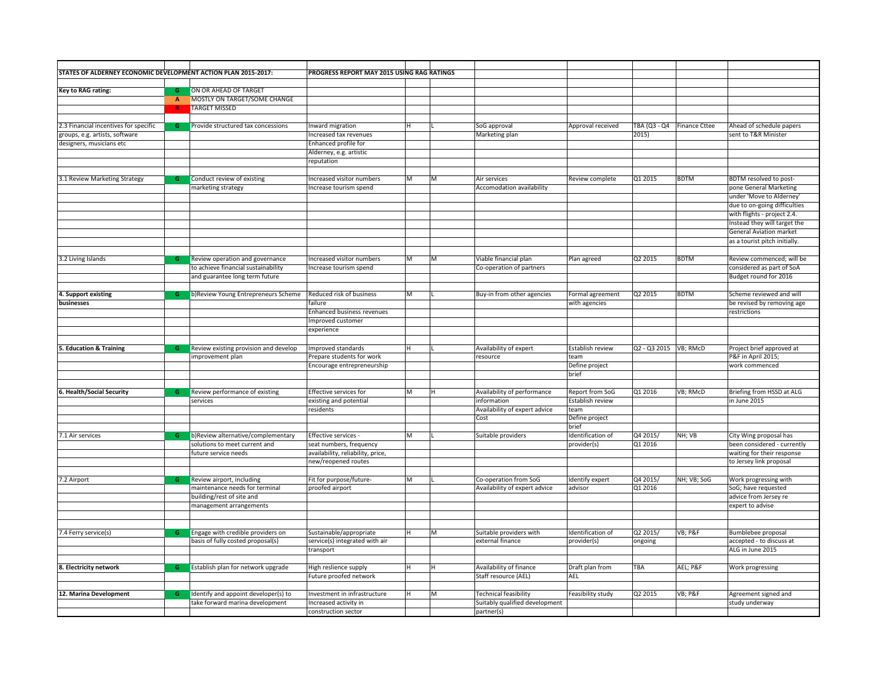**STATES OF ALDERNEY ECONOMIC DEVELOPMENT ACTION PLAN 2015-2017:** **PROGRESS REPORT MAY 2015 USING RAG RATINGS**

**Key to RAG rating:**

| Rating | Meaning |
|---|---|
| G | ON OR AHEAD OF TARGET |
| A | MOSTLY ON TARGET/SOME CHANGE |
| R | TARGET MISSED |

| Project | RAG | Action | Benefits | | | Dependencies | Milestones | Timescale | Lead | Progress |
|---|---|---|---|---|---|---|---|---|---|---|
| 2.3 Financial incentives for specific groups, e.g. artists, software designers, musicians etc | G | Provide structured tax concessions | Inward migration<br>Increased tax revenues<br>Enhanced profile for Alderney, e.g. artistic reputation | H | L | SoG approval<br>Marketing plan | Approval received | TBA (Q3 - Q4 2015) | Finance Cttee | Ahead of schedule papers sent to T&R Minister |
| 3.1 Review Marketing Strategy | G | Conduct review of existing marketing strategy | Increased visitor numbers<br>Increase tourism spend | M | M | Air services<br>Accomodation availability | Review complete | Q1 2015 | BDTM | BDTM resolved to post-pone General Marketing under 'Move to Alderney' due to on-going difficulties with flights - project 2.4. Instead they will target the General Aviation market as a tourist pitch initially. |
| 3.2 Living Islands | G | Review operation and governance to achieve financial sustainability and guarantee long term future | Increased visitor numbers<br>Increase tourism spend | M | M | Viable financial plan<br>Co-operation of partners | Plan agreed | Q2 2015 | BDTM | Review commenced; will be considered as part of SoA Budget round for 2016 |
| **4. Support existing businesses** | G | b)Review Young Entrepreneurs Scheme | Reduced risk of business failure<br>Enhanced business revenues<br>Improved customer experience | M | L | Buy-in from other agencies | Formal agreement with agencies | Q2 2015 | BDTM | Scheme reviewed and will be revised by removing age restrictions |
| **5. Education & Training** | G | Review existing provision and develop improvement plan | Improved standards<br>Prepare students for work<br>Encourage entrepreneurship | H | L | Availability of expert resource | Establish review team<br>Define project brief | Q2 - Q3 2015 | VB; RMcD | Project brief approved at P&F in April 2015; work commenced |
| **6. Health/Social Security** | G | Review performance of existing services | Effective services for existing and potential residents | M | H | Availability of performance information<br>Availability of expert advice<br>Cost | Report from SoG<br>Establish review team<br>Define project brief | Q1 2016 | VB; RMcD | Briefing from HSSD at ALG in June 2015 |
| 7.1 Air services | G | b)Review alternative/complementary solutions to meet current and future service needs | Effective services - seat numbers, frequency availability, reliability, price, new/reopened routes | M | L | Suitable providers | Identification of provider(s) | Q4 2015/ Q1 2016 | NH; VB | City Wing proposal has been considered - currently waiting for their response to Jersey link proposal |
| 7.2 Airport | G | Review airport, including maintenance needs for terminal building/rest of site and management arrangements | Fit for purpose/future-proofed airport | M | L | Co-operation from SoG<br>Availability of expert advice | Identify expert advisor | Q4 2015/ Q1 2016 | NH; VB; SoG | Work progressing with SoG; have requested advice from Jersey re expert to advise |
| 7.4 Ferry service(s) | G | Engage with credible providers on basis of fully costed proposal(s) | Sustainable/appropriate service(s) integrated with air transport | H | M | Suitable providers with external finance | Identification of provider(s) | Q2 2015/ ongoing | VB; P&F | Bumblebee proposal accepted - to discuss at ALG in June 2015 |
| **8. Electricity network** | G | Establish plan for network upgrade | High reslience supply<br>Future proofed network | H | H | Availability of finance<br>Staff resource (AEL) | Draft plan from AEL | TBA | AEL; P&F | Work progressing |
| **12. Marina Development** | G | Identify and appoint developer(s) to take forward marina development | Investment in infrastructure<br>Increased activity in construction sector | H | M | Technical feasibility<br>Suitably qualified development partner(s) | Feasibility study | Q2 2015 | VB; P&F | Agreement signed and study underway |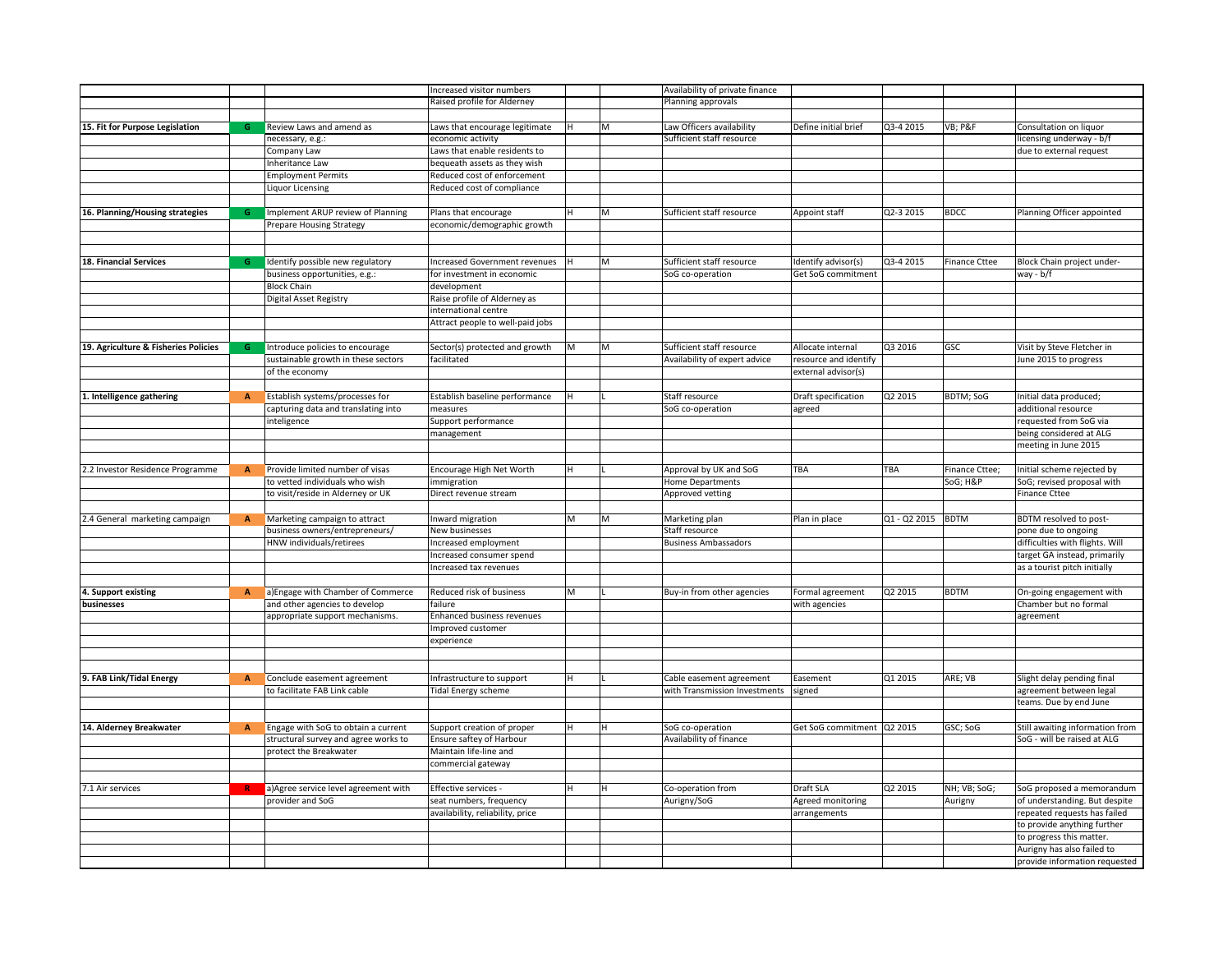| | | | | | | | | | | |
|---|---|---|---|---|---|---|---|---|---|---|
| | | | Increased visitor numbers | | | Availability of private finance | | | | |
| | | | Raised profile for Alderney | | | Planning approvals | | | | |
| | | | | | | | | | | |
| **15. Fit for Purpose Legislation** | G | Review Laws and amend as | Laws that encourage legitimate | H | M | Law Officers availability | Define initial brief | Q3-4 2015 | VB; P&F | Consultation on liquor |
| | | necessary, e.g.: | economic activity | | | Sufficient staff resource | | | | licensing underway - b/f |
| | | Company Law | Laws that enable residents to | | | | | | | due to external request |
| | | Inheritance Law | bequeath assets as they wish | | | | | | | |
| | | Employment Permits | Reduced cost of enforcement | | | | | | | |
| | | Liquor Licensing | Reduced cost of compliance | | | | | | | |
| | | | | | | | | | | |
| **16. Planning/Housing strategies** | G | Implement ARUP review of Planning | Plans that encourage | H | M | Sufficient staff resource | Appoint staff | Q2-3 2015 | BDCC | Planning Officer appointed |
| | | Prepare Housing Strategy | economic/demographic growth | | | | | | | |
| | | | | | | | | | | |
| | | | | | | | | | | |
| **18. Financial Services** | G | Identify possible new regulatory | Increased Government revenues | H | M | Sufficient staff resource | Identify advisor(s) | Q3-4 2015 | Finance Cttee | Block Chain project under- |
| | | business opportunities, e.g.: | for investment in economic | | | SoG co-operation | Get SoG commitment | | | way - b/f |
| | | Block Chain | development | | | | | | | |
| | | Digital Asset Registry | Raise profile of Alderney as | | | | | | | |
| | | | international centre | | | | | | | |
| | | | Attract people to well-paid jobs | | | | | | | |
| | | | | | | | | | | |
| **19. Agriculture & Fisheries Policies** | G | Introduce policies to encourage | Sector(s) protected and growth | M | M | Sufficient staff resource | Allocate internal | Q3 2016 | GSC | Visit by Steve Fletcher in |
| | | sustainable growth in these sectors | facilitated | | | Availability of expert advice | resource and identify | | | June 2015 to progress |
| | | of the economy | | | | | external advisor(s) | | | |
| | | | | | | | | | | |
| **1. Intelligence gathering** | A | Establish systems/processes for | Establish baseline performance | H | L | Staff resource | Draft specification | Q2 2015 | BDTM; SoG | Initial data produced; |
| | | capturing data and translating into | measures | | | SoG co-operation | agreed | | | additional resource |
| | | inteligence | Support performance | | | | | | | requested from SoG via |
| | | | management | | | | | | | being considered at ALG |
| | | | | | | | | | | meeting in June 2015 |
| | | | | | | | | | | |
| 2.2 Investor Residence Programme | A | Provide limited number of visas | Encourage High Net Worth | H | L | Approval by UK and SoG | TBA | TBA | Finance Cttee; | Initial scheme rejected by |
| | | to vetted individuals who wish | immigration | | | Home Departments | | | SoG; H&P | SoG; revised proposal with |
| | | to visit/reside in Alderney or UK | Direct revenue stream | | | Approved vetting | | | | Finance Cttee |
| | | | | | | | | | | |
| 2.4 General marketing campaign | A | Marketing campaign to attract | Inward migration | M | M | Marketing plan | Plan in place | Q1 - Q2 2015 | BDTM | BDTM resolved to post- |
| | | business owners/entrepreneurs/ | New businesses | | | Staff resource | | | | pone due to ongoing |
| | | HNW individuals/retirees | Increased employment | | | Business Ambassadors | | | | difficulties with flights. Will |
| | | | Increased consumer spend | | | | | | | target GA instead, primarily |
| | | | Increased tax revenues | | | | | | | as a tourist pitch initially |
| | | | | | | | | | | |
| **4. Support existing** | A | a)Engage with Chamber of Commerce | Reduced risk of business | M | L | Buy-in from other agencies | Formal agreement | Q2 2015 | BDTM | On-going engagement with |
| **businesses** | | and other agencies to develop | failure | | | | with agencies | | | Chamber but no formal |
| | | appropriate support mechanisms. | Enhanced business revenues | | | | | | | agreement |
| | | | Improved customer | | | | | | | |
| | | | experience | | | | | | | |
| | | | | | | | | | | |
| | | | | | | | | | | |
| **9. FAB Link/Tidal Energy** | A | Conclude easement agreement | Infrastructure to support | H | L | Cable easement agreement | Easement | Q1 2015 | ARE; VB | Slight delay pending final |
| | | to facilitate FAB Link cable | Tidal Energy scheme | | | with Transmission Investments | signed | | | agreement between legal |
| | | | | | | | | | | teams. Due by end June |
| | | | | | | | | | | |
| **14. Alderney Breakwater** | A | Engage with SoG to obtain a current | Support creation of proper | H | H | SoG co-operation | Get SoG commitment | Q2 2015 | GSC; SoG | Still awaiting information from |
| | | structural survey and agree works to | Ensure saftey of Harbour | | | Availability of finance | | | | SoG - will be raised at ALG |
| | | protect the Breakwater | Maintain life-line and | | | | | | | |
| | | | commercial gateway | | | | | | | |
| | | | | | | | | | | |
| 7.1 Air services | R | a)Agree service level agreement with | Effective services - | H | H | Co-operation from | Draft SLA | Q2 2015 | NH; VB; SoG; | SoG proposed a memorandum |
| | | provider and SoG | seat numbers, frequency | | | Aurigny/SoG | Agreed monitoring | | Aurigny | of understanding. But despite |
| | | | availability, reliability, price | | | | arrangements | | | repeated requests has failed |
| | | | | | | | | | | to provide anything further |
| | | | | | | | | | | to progress this matter. |
| | | | | | | | | | | Aurigny has also failed to |
| | | | | | | | | | | provide information requested |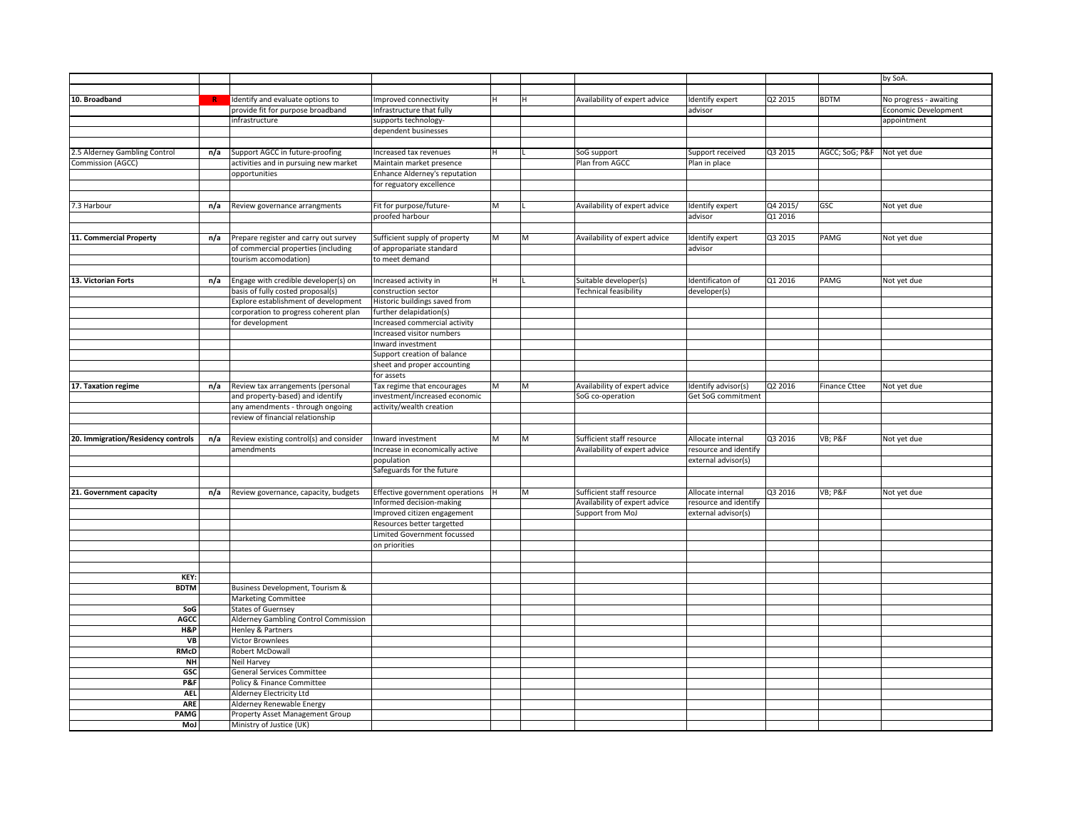| | | | | | | | | | | |
|---|---|---|---|---|---|---|---|---|---|---|
| | | | | | | | | | | by SoA. |
| **10. Broadband** | R | Identify and evaluate options to provide fit for purpose broadband infrastructure | Improved connectivity Infrastructure that fully supports technology-dependent businesses | H | H | Availability of expert advice | Identify expert advisor | Q2 2015 | BDTM | No progress - awaiting Economic Development appointment |
| 2.5 Alderney Gambling Control Commission (AGCC) | **n/a** | Support AGCC in future-proofing activities and in pursuing new market opportunities | Increased tax revenues Maintain market presence Enhance Alderney's reputation for reguatory excellence | H | L | SoG support Plan from AGCC | Support received Plan in place | Q3 2015 | AGCC; SoG; P&F | Not yet due |
| 7.3 Harbour | **n/a** | Review governance arrangments | Fit for purpose/future-proofed harbour | M | L | Availability of expert advice | Identify expert advisor | Q4 2015/ Q1 2016 | GSC | Not yet due |
| **11. Commercial Property** | **n/a** | Prepare register and carry out survey of commercial properties (including tourism accomodation) | Sufficient supply of property of appropariate standard to meet demand | M | M | Availability of expert advice | Identify expert advisor | Q3 2015 | PAMG | Not yet due |
| **13. Victorian Forts** | **n/a** | Engage with credible developer(s) on basis of fully costed proposal(s) Explore establishment of development corporation to progress coherent plan for development | Increased activity in construction sector Historic buildings saved from further delapidation(s) Increased commercial activity Increased visitor numbers Inward investment Support creation of balance sheet and proper accounting for assets | H | L | Suitable developer(s) Technical feasibility | Identificaton of developer(s) | Q1 2016 | PAMG | Not yet due |
| **17. Taxation regime** | **n/a** | Review tax arrangements (personal and property-based) and identify any amendments - through ongoing review of financial relationship | Tax regime that encourages investment/increased economic activity/wealth creation | M | M | Availability of expert advice SoG co-operation | Identify advisor(s) Get SoG commitment | Q2 2016 | Finance Cttee | Not yet due |
| **20. Immigration/Residency controls** | **n/a** | Review existing control(s) and consider amendments | Inward investment Increase in economically active population Safeguards for the future | M | M | Sufficient staff resource Availability of expert advice | Allocate internal resource and identify external advisor(s) | Q3 2016 | VB; P&F | Not yet due |
| **21. Government capacity** | **n/a** | Review governance, capacity, budgets | Effective government operations Informed decision-making Improved citizen engagement Resources better targetted Limited Government focussed on priorities | H | M | Sufficient staff resource Availability of expert advice Support from MoJ | Allocate internal resource and identify external advisor(s) | Q3 2016 | VB; P&F | Not yet due |
| **KEY:** | | | | | | | | | | |
| **BDTM** | | Business Development, Tourism & Marketing Committee | | | | | | | | |
| **SoG** | | States of Guernsey | | | | | | | | |
| **AGCC** | | Alderney Gambling Control Commission | | | | | | | | |
| **H&P** | | Henley & Partners | | | | | | | | |
| **VB** | | Victor Brownlees | | | | | | | | |
| **RMcD** | | Robert McDowall | | | | | | | | |
| **NH** | | Neil Harvey | | | | | | | | |
| **GSC** | | General Services Committee | | | | | | | | |
| **P&F** | | Policy & Finance Committee | | | | | | | | |
| **AEL** | | Alderney Electricity Ltd | | | | | | | | |
| **ARE** | | Alderney Renewable Energy | | | | | | | | |
| **PAMG** | | Property Asset Management Group | | | | | | | | |
| **MoJ** | | Ministry of Justice (UK) | | | | | | | | |